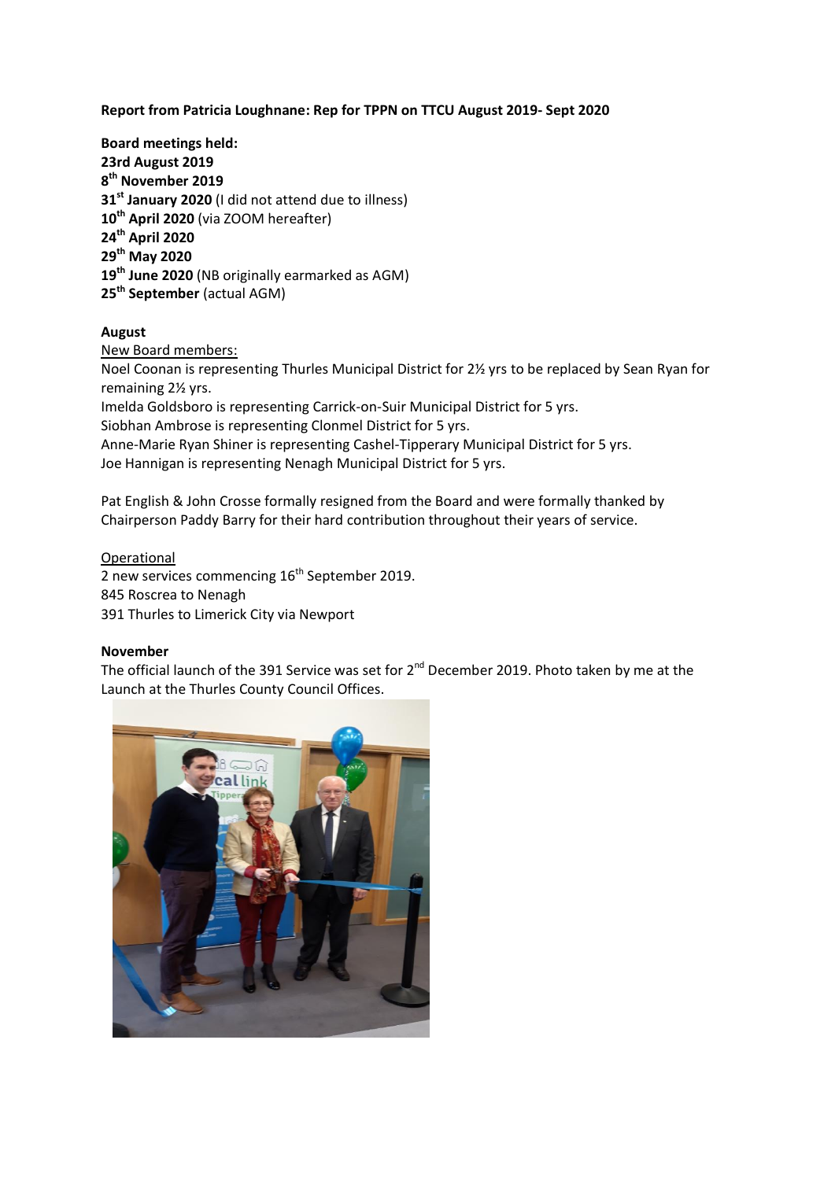**Report from Patricia Loughnane: Rep for TPPN on TTCU August 2019- Sept 2020**

**Board meetings held:**
**23rd August 2019**
**8th November 2019**
**31st January 2020** (I did not attend due to illness)
**10th April 2020** (via ZOOM hereafter)
**24th April 2020**
**29th May 2020**
**19th June 2020** (NB originally earmarked as AGM)
**25th September** (actual AGM)

**August**

New Board members:

Noel Coonan is representing Thurles Municipal District for 2½ yrs to be replaced by Sean Ryan for remaining 2½ yrs.
Imelda Goldsboro is representing Carrick-on-Suir Municipal District for 5 yrs.
Siobhan Ambrose is representing Clonmel District for 5 yrs.
Anne-Marie Ryan Shiner is representing Cashel-Tipperary Municipal District for 5 yrs.
Joe Hannigan is representing Nenagh Municipal District for 5 yrs.

Pat English & John Crosse formally resigned from the Board and were formally thanked by Chairperson Paddy Barry for their hard contribution throughout their years of service.

Operational

2 new services commencing 16th September 2019.
845 Roscrea to Nenagh
391 Thurles to Limerick City via Newport

**November**

The official launch of the 391 Service was set for 2nd December 2019. Photo taken by me at the Launch at the Thurles County Council Offices.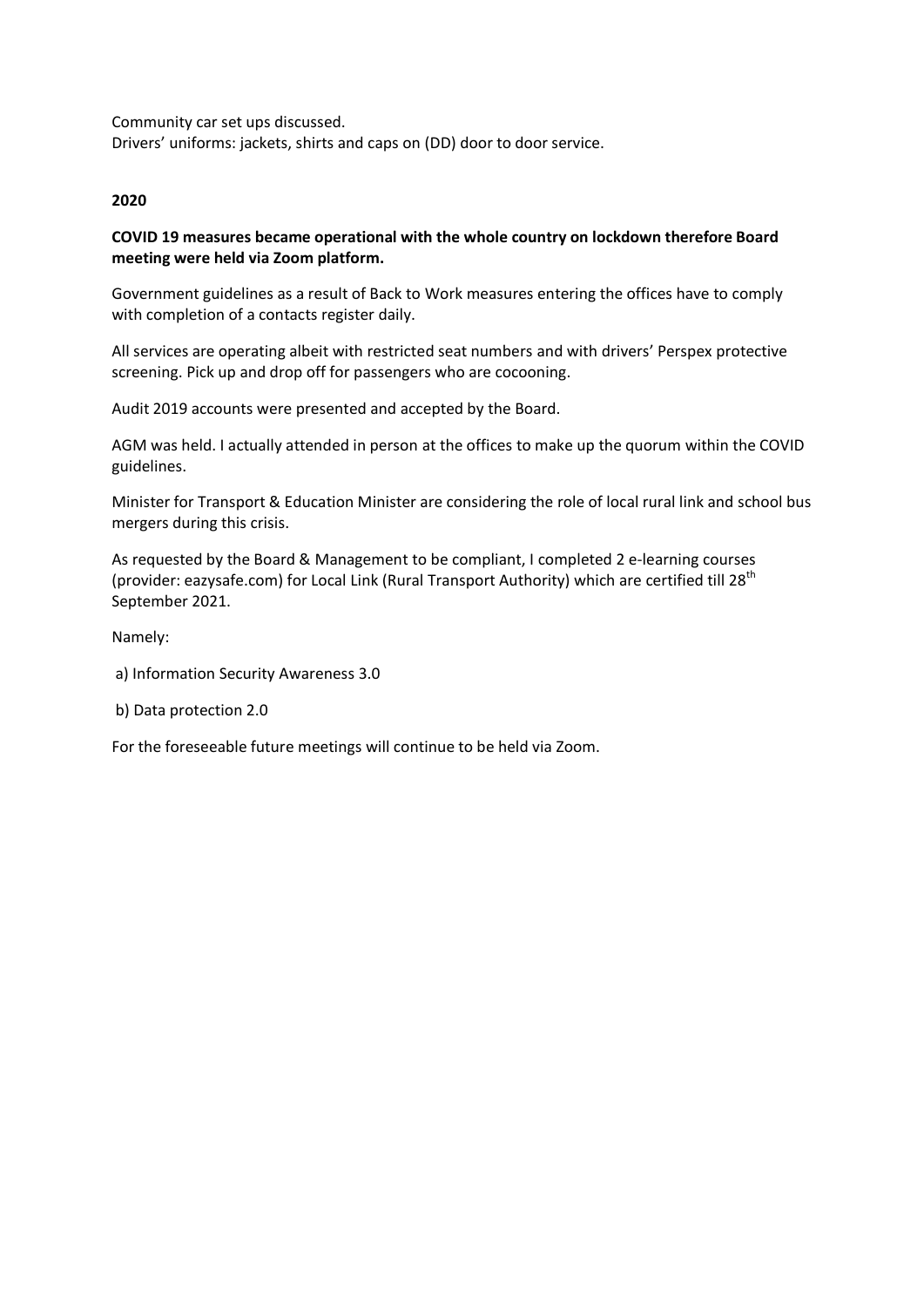Community car set ups discussed.
Drivers' uniforms: jackets, shirts and caps on (DD) door to door service.

**2020**

**COVID 19 measures became operational with the whole country on lockdown therefore Board meeting were held via Zoom platform.**

Government guidelines as a result of Back to Work measures entering the offices have to comply with completion of a contacts register daily.

All services are operating albeit with restricted seat numbers and with drivers' Perspex protective screening. Pick up and drop off for passengers who are cocooning.

Audit 2019 accounts were presented and accepted by the Board.

AGM was held. I actually attended in person at the offices to make up the quorum within the COVID guidelines.

Minister for Transport & Education Minister are considering the role of local rural link and school bus mergers during this crisis.

As requested by the Board & Management to be compliant, I completed 2 e-learning courses (provider: eazysafe.com) for Local Link (Rural Transport Authority) which are certified till 28th September 2021.

Namely:

a) Information Security Awareness 3.0

b) Data protection 2.0

For the foreseeable future meetings will continue to be held via Zoom.